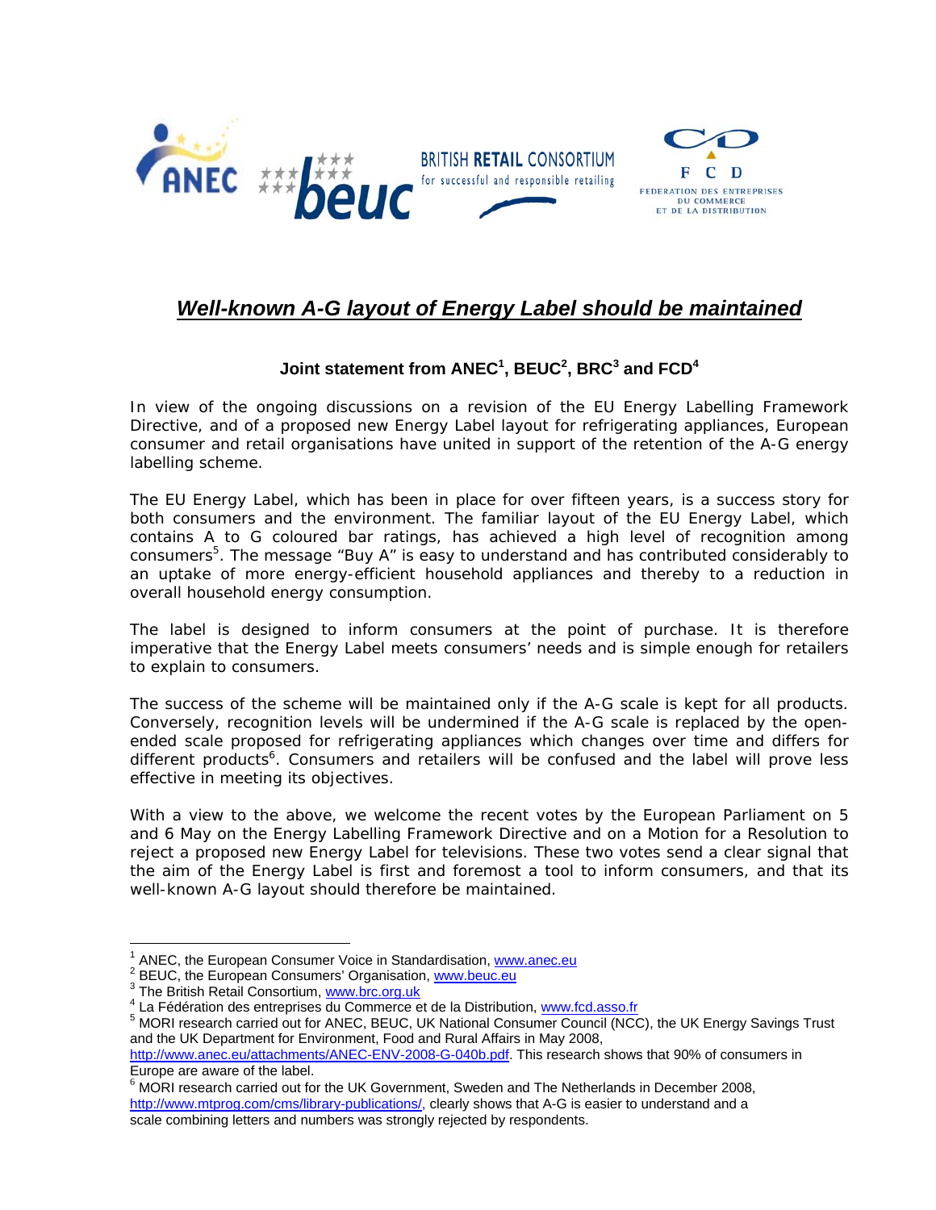# *Well-known A-G layout of Energy Label should be maintained*

**Joint statement from ANEC[1], BEUC[2], BRC[3] and FCD[4]**

In view of the ongoing discussions on a revision of the EU Energy Labelling Framework Directive, and of a proposed new Energy Label layout for refrigerating appliances, European consumer and retail organisations have united in support of the retention of the A-G energy labelling scheme.

The EU Energy Label, which has been in place for over fifteen years, is a success story for both consumers and the environment. The familiar layout of the EU Energy Label, which contains A to G coloured bar ratings, has achieved a high level of recognition among consumers[5]. The message "Buy A" is easy to understand and has contributed considerably to an uptake of more energy-efficient household appliances and thereby to a reduction in overall household energy consumption.

The label is designed to inform consumers at the point of purchase. It is therefore imperative that the Energy Label meets consumers' needs and is simple enough for retailers to explain to consumers.

The success of the scheme will be maintained only if the A-G scale is kept for all products. Conversely, recognition levels will be undermined if the A-G scale is replaced by the open-ended scale proposed for refrigerating appliances which changes over time and differs for different products[6]. Consumers and retailers will be confused and the label will prove less effective in meeting its objectives.

With a view to the above, we welcome the recent votes by the European Parliament on 5 and 6 May on the Energy Labelling Framework Directive and on a Motion for a Resolution to reject a proposed new Energy Label for televisions. These two votes send a clear signal that the aim of the Energy Label is first and foremost a tool to inform consumers, and that its well-known A-G layout should therefore be maintained.

---

[1] ANEC, the European Consumer Voice in Standardisation, www.anec.eu

[2] BEUC, the European Consumers' Organisation, www.beuc.eu

[3] The British Retail Consortium, www.brc.org.uk

[4] La Fédération des entreprises du Commerce et de la Distribution, www.fcd.asso.fr

[5] MORI research carried out for ANEC, BEUC, UK National Consumer Council (NCC), the UK Energy Savings Trust and the UK Department for Environment, Food and Rural Affairs in May 2008, http://www.anec.eu/attachments/ANEC-ENV-2008-G-040b.pdf. This research shows that 90% of consumers in Europe are aware of the label.

[6] MORI research carried out for the UK Government, Sweden and The Netherlands in December 2008, http://www.mtprog.com/cms/library-publications/, clearly shows that A-G is easier to understand and a scale combining letters and numbers was strongly rejected by respondents.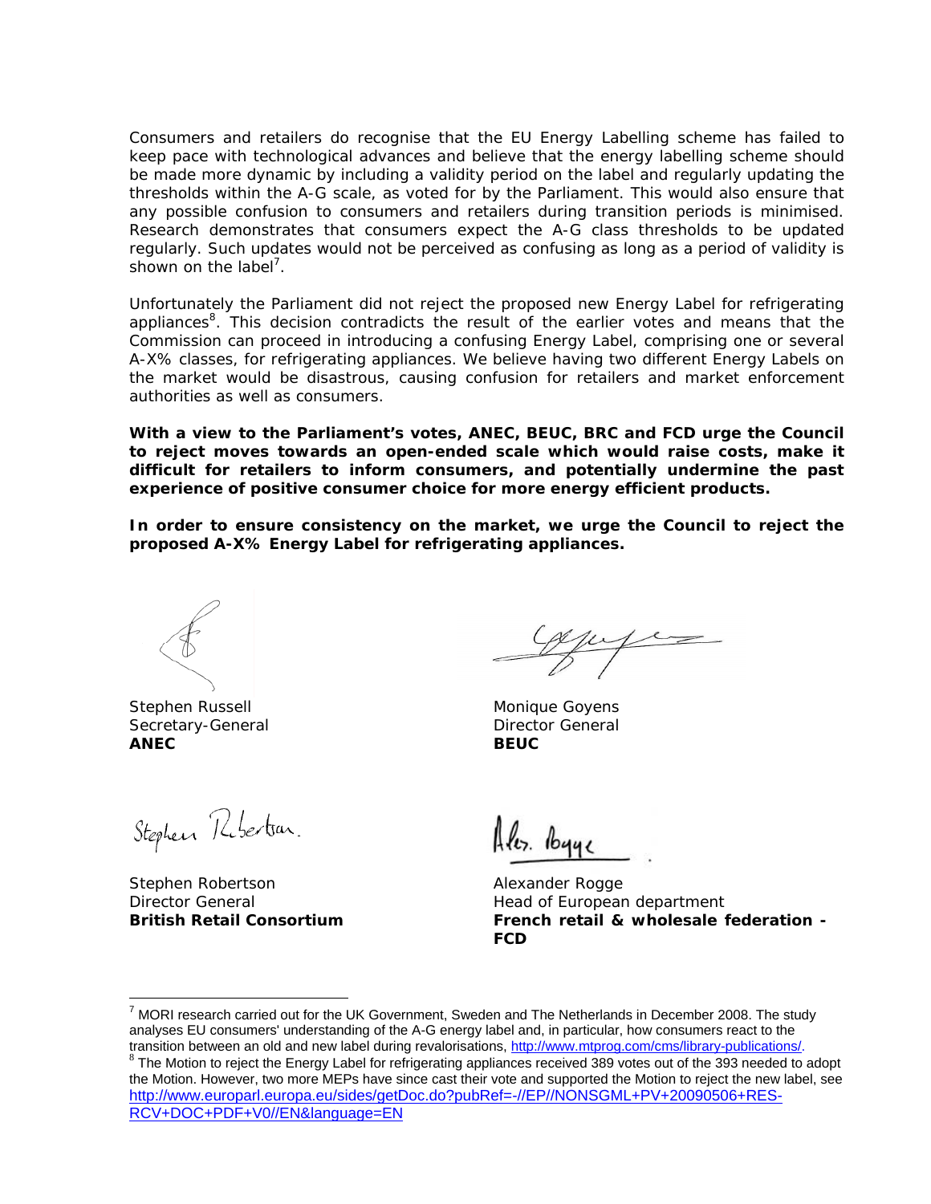Consumers and retailers do recognise that the EU Energy Labelling scheme has failed to keep pace with technological advances and believe that the energy labelling scheme should be made more dynamic by including a validity period on the label and regularly updating the thresholds within the A-G scale, as voted for by the Parliament. This would also ensure that any possible confusion to consumers and retailers during transition periods is minimised. Research demonstrates that consumers expect the A-G class thresholds to be updated regularly. Such updates would not be perceived as confusing as long as a period of validity is shown on the label[7].

Unfortunately the Parliament did not reject the proposed new Energy Label for refrigerating appliances[8]. This decision contradicts the result of the earlier votes and means that the Commission can proceed in introducing a confusing Energy Label, comprising one or several A-X% classes, for refrigerating appliances. We believe having two different Energy Labels on the market would be disastrous, causing confusion for retailers and market enforcement authorities as well as consumers.

**With a view to the Parliament's votes, ANEC, BEUC, BRC and FCD urge the Council to reject moves towards an open-ended scale which would raise costs, make it difficult for retailers to inform consumers, and potentially undermine the past experience of positive consumer choice for more energy efficient products.**

**In order to ensure consistency on the market, we urge the Council to reject the proposed A-X% Energy Label for refrigerating appliances.**

Stephen Russell
Secretary-General
**ANEC**

Monique Goyens
Director General
**BEUC**

Stephen Robertson
Director General
**British Retail Consortium**

Alexander Rogge
Head of European department
**French retail & wholesale federation - FCD**

---

[7] MORI research carried out for the UK Government, Sweden and The Netherlands in December 2008. The study analyses EU consumers' understanding of the A-G energy label and, in particular, how consumers react to the transition between an old and new label during revalorisations, http://www.mtprog.com/cms/library-publications/.

[8] The Motion to reject the Energy Label for refrigerating appliances received 389 votes out of the 393 needed to adopt the Motion. However, two more MEPs have since cast their vote and supported the Motion to reject the new label, see http://www.europarl.europa.eu/sides/getDoc.do?pubRef=-//EP//NONSGML+PV+20090506+RES-RCV+DOC+PDF+V0//EN&language=EN